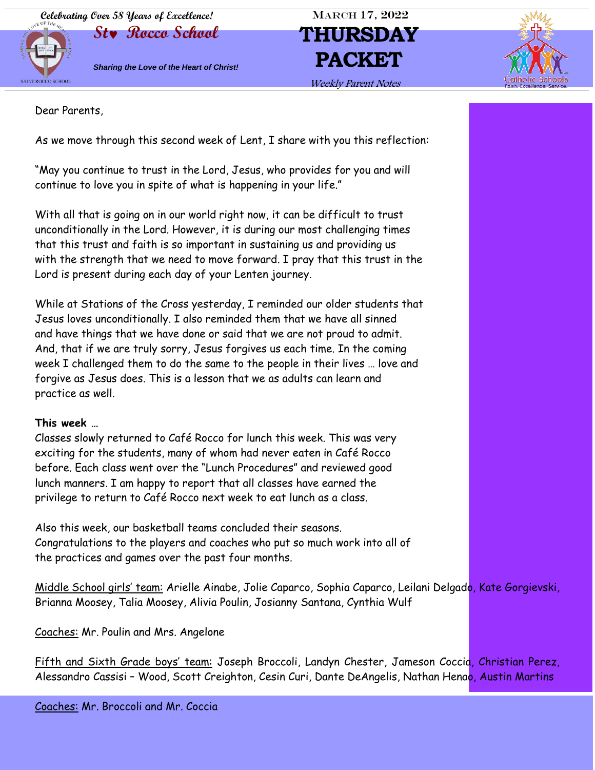Celebrating Over 58 Years of Excellence!

**St. Rocco School**

*Sharing the Love of the Heart of Christ!*

March 17, 2022

# THURSDAY PACKET

*Weekly Parent Notes*

Dear Parents,

As we move through this second week of Lent, I share with you this reflection:

"May you continue to trust in the Lord, Jesus, who provides for you and will continue to love you in spite of what is happening in your life."

With all that is going on in our world right now, it can be difficult to trust unconditionally in the Lord. However, it is during our most challenging times that this trust and faith is so important in sustaining us and providing us with the strength that we need to move forward. I pray that this trust in the Lord is present during each day of your Lenten journey.

While at Stations of the Cross yesterday, I reminded our older students that Jesus loves unconditionally. I also reminded them that we have all sinned and have things that we have done or said that we are not proud to admit. And, that if we are truly sorry, Jesus forgives us each time. In the coming week I challenged them to do the same to the people in their lives … love and forgive as Jesus does. This is a lesson that we as adults can learn and practice as well.

**This week …**

Classes slowly returned to Café Rocco for lunch this week. This was very exciting for the students, many of whom had never eaten in Café Rocco before. Each class went over the "Lunch Procedures" and reviewed good lunch manners. I am happy to report that all classes have earned the privilege to return to Café Rocco next week to eat lunch as a class.

Also this week, our basketball teams concluded their seasons. Congratulations to the players and coaches who put so much work into all of the practices and games over the past four months.

Middle School girls' team: Arielle Ainabe, Jolie Caparco, Sophia Caparco, Leilani Delgado, Kate Gorgievski, Brianna Moosey, Talia Moosey, Alivia Poulin, Josianny Santana, Cynthia Wulf

Coaches: Mr. Poulin and Mrs. Angelone

Fifth and Sixth Grade boys' team: Joseph Broccoli, Landyn Chester, Jameson Coccia, Christian Perez, Alessandro Cassisi – Wood, Scott Creighton, Cesin Curi, Dante DeAngelis, Nathan Henao, Austin Martins

Coaches: Mr. Broccoli and Mr. Coccia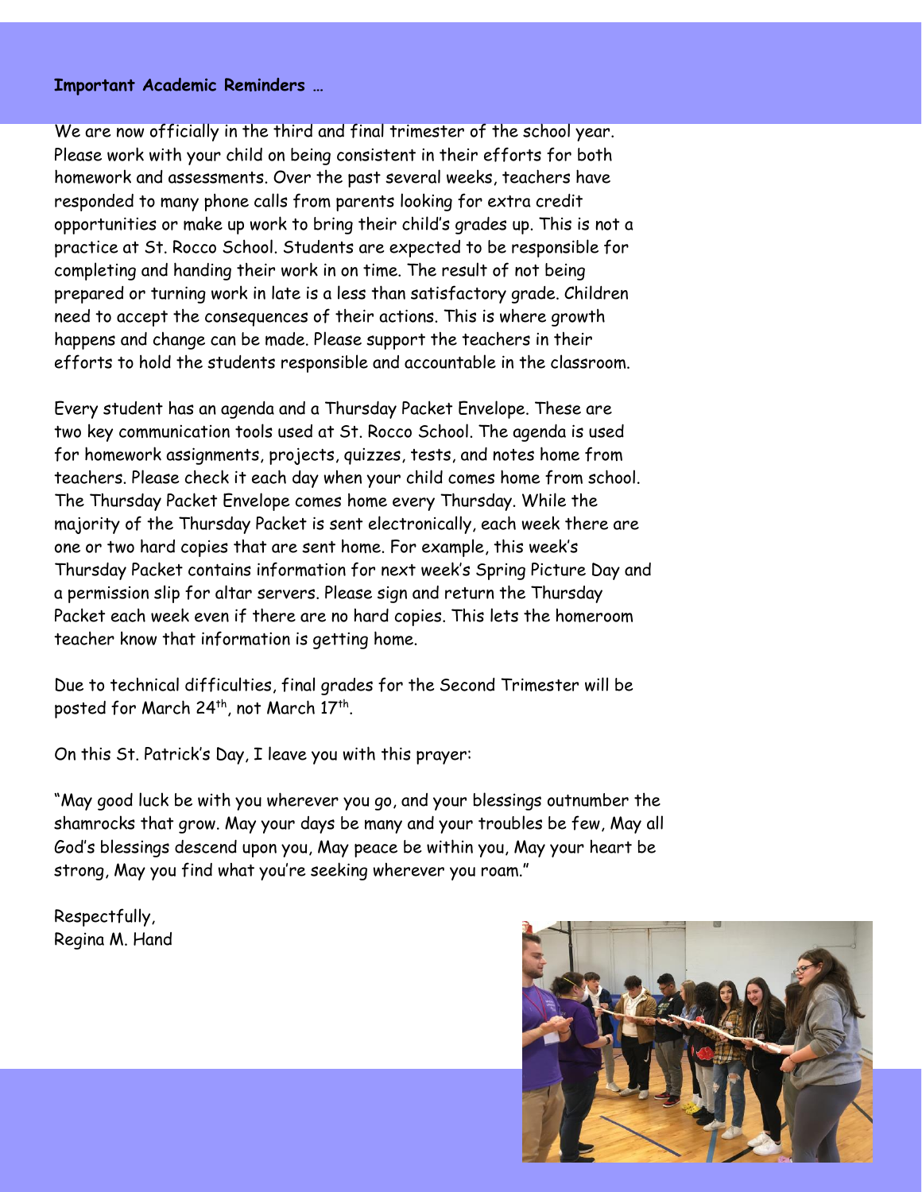**Important Academic Reminders …**

We are now officially in the third and final trimester of the school year. Please work with your child on being consistent in their efforts for both homework and assessments. Over the past several weeks, teachers have responded to many phone calls from parents looking for extra credit opportunities or make up work to bring their child's grades up. This is not a practice at St. Rocco School. Students are expected to be responsible for completing and handing their work in on time. The result of not being prepared or turning work in late is a less than satisfactory grade. Children need to accept the consequences of their actions. This is where growth happens and change can be made. Please support the teachers in their efforts to hold the students responsible and accountable in the classroom.

Every student has an agenda and a Thursday Packet Envelope. These are two key communication tools used at St. Rocco School. The agenda is used for homework assignments, projects, quizzes, tests, and notes home from teachers. Please check it each day when your child comes home from school. The Thursday Packet Envelope comes home every Thursday. While the majority of the Thursday Packet is sent electronically, each week there are one or two hard copies that are sent home. For example, this week's Thursday Packet contains information for next week's Spring Picture Day and a permission slip for altar servers. Please sign and return the Thursday Packet each week even if there are no hard copies. This lets the homeroom teacher know that information is getting home.

Due to technical difficulties, final grades for the Second Trimester will be posted for March 24th, not March 17th.

On this St. Patrick's Day, I leave you with this prayer:

"May good luck be with you wherever you go, and your blessings outnumber the shamrocks that grow. May your days be many and your troubles be few, May all God's blessings descend upon you, May peace be within you, May your heart be strong, May you find what you're seeking wherever you roam."

Respectfully,
Regina M. Hand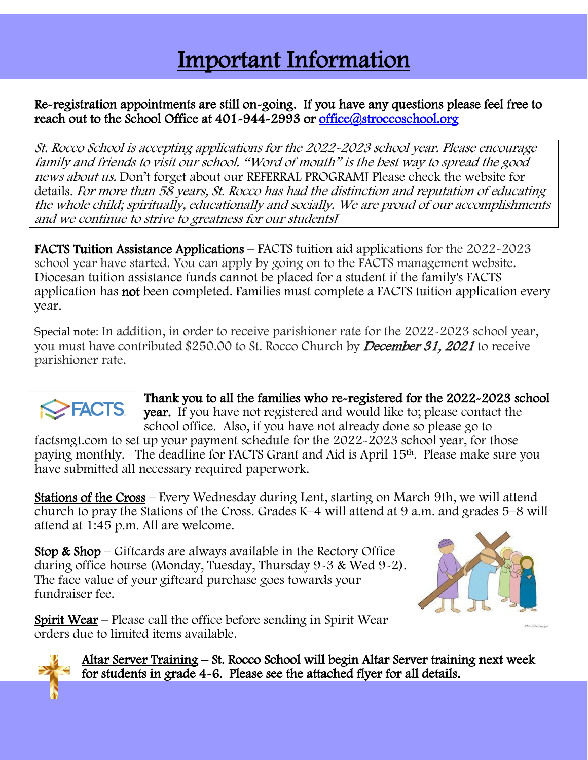# Important Information

**Re-registration appointments are still on-going. If you have any questions please feel free to reach out to the School Office at 401-944-2993 or office@stroccoschool.org**

*St. Rocco School is accepting applications for the 2022-2023 school year. Please encourage family and friends to visit our school. "Word of mouth" is the best way to spread the good news about us.* Don't forget about our REFERRAL PROGRAM! Please check the website for details. *For more than 58 years, St. Rocco has had the distinction and reputation of educating the whole child; spiritually, educationally and socially. We are proud of our accomplishments and we continue to strive to greatness for our students!*

**FACTS Tuition Assistance Applications** – FACTS tuition aid applications for the 2022-2023 school year have started. You can apply by going on to the FACTS management website. Diocesan tuition assistance funds cannot be placed for a student if the family's FACTS application has **not** been completed. Families must complete a FACTS tuition application every year.

Special note: In addition, in order to receive parishioner rate for the 2022-2023 school year, you must have contributed $250.00 to St. Rocco Church by ***December 31, 2021*** to receive parishioner rate.

**Thank you to all the families who re-registered for the 2022-2023 school year.** If you have not registered and would like to; please contact the school office. Also, if you have not already done so please go to factsmgt.com to set up your payment schedule for the 2022-2023 school year, for those paying monthly. The deadline for FACTS Grant and Aid is April 15th. Please make sure you have submitted all necessary required paperwork.

**Stations of the Cross** – Every Wednesday during Lent, starting on March 9th, we will attend church to pray the Stations of the Cross. Grades K–4 will attend at 9 a.m. and grades 5–8 will attend at 1:45 p.m. All are welcome.

**Stop & Shop** – Giftcards are always available in the Rectory Office during office hourse (Monday, Tuesday, Thursday 9-3 & Wed 9-2). The face value of your giftcard purchase goes towards your fundraiser fee.

**Spirit Wear** – Please call the office before sending in Spirit Wear orders due to limited items available.

**Altar Server Training – St. Rocco School will begin Altar Server training next week for students in grade 4-6. Please see the attached flyer for all details.**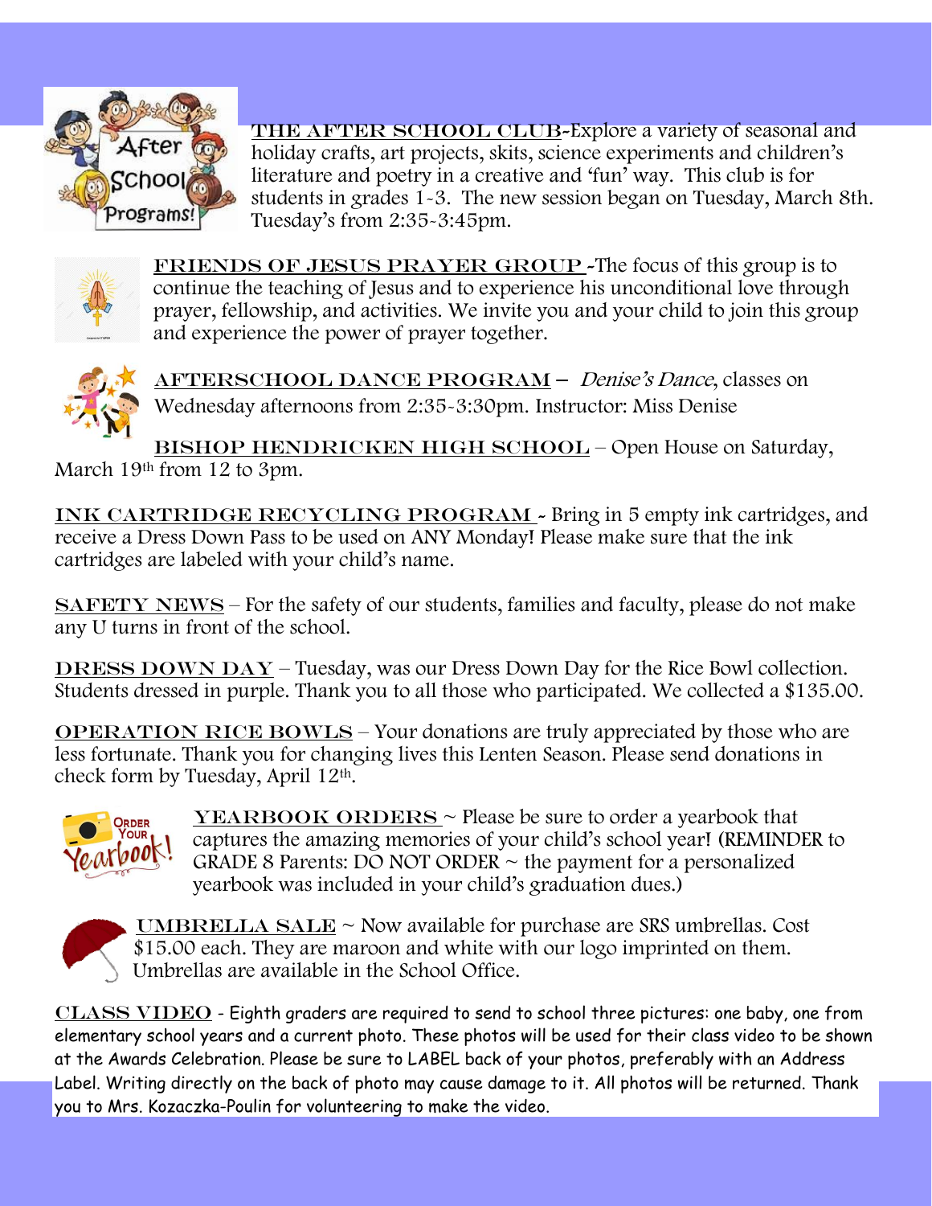**THE AFTER SCHOOL CLUB**-Explore a variety of seasonal and holiday crafts, art projects, skits, science experiments and children's literature and poetry in a creative and 'fun' way. This club is for students in grades 1-3. The new session began on Tuesday, March 8th. Tuesday's from 2:35-3:45pm.

**FRIENDS OF JESUS PRAYER GROUP** -The focus of this group is to continue the teaching of Jesus and to experience his unconditional love through prayer, fellowship, and activities. We invite you and your child to join this group and experience the power of prayer together.

**AFTERSCHOOL DANCE PROGRAM** – *Denise's Dance*, classes on Wednesday afternoons from 2:35-3:30pm. Instructor: Miss Denise

**BISHOP HENDRICKEN HIGH SCHOOL** – Open House on Saturday, March 19th from 12 to 3pm.

**INK CARTRIDGE RECYCLING PROGRAM** - Bring in 5 empty ink cartridges, and receive a Dress Down Pass to be used on ANY Monday! Please make sure that the ink cartridges are labeled with your child's name.

**SAFETY NEWS** – For the safety of our students, families and faculty, please do not make any U turns in front of the school.

**DRESS DOWN DAY** – Tuesday, was our Dress Down Day for the Rice Bowl collection. Students dressed in purple. Thank you to all those who participated. We collected a $135.00.

**OPERATION RICE BOWLS** – Your donations are truly appreciated by those who are less fortunate. Thank you for changing lives this Lenten Season. Please send donations in check form by Tuesday, April 12th.

**YEARBOOK ORDERS** ~ Please be sure to order a yearbook that captures the amazing memories of your child's school year! (REMINDER to GRADE 8 Parents: DO NOT ORDER ~ the payment for a personalized yearbook was included in your child's graduation dues.)

**UMBRELLA SALE** ~ Now available for purchase are SRS umbrellas. Cost $15.00 each. They are maroon and white with our logo imprinted on them. Umbrellas are available in the School Office.

**CLASS VIDEO** - Eighth graders are required to send to school three pictures: one baby, one from elementary school years and a current photo. These photos will be used for their class video to be shown at the Awards Celebration. Please be sure to LABEL back of your photos, preferably with an Address Label. Writing directly on the back of photo may cause damage to it. All photos will be returned. Thank you to Mrs. Kozaczka-Poulin for volunteering to make the video.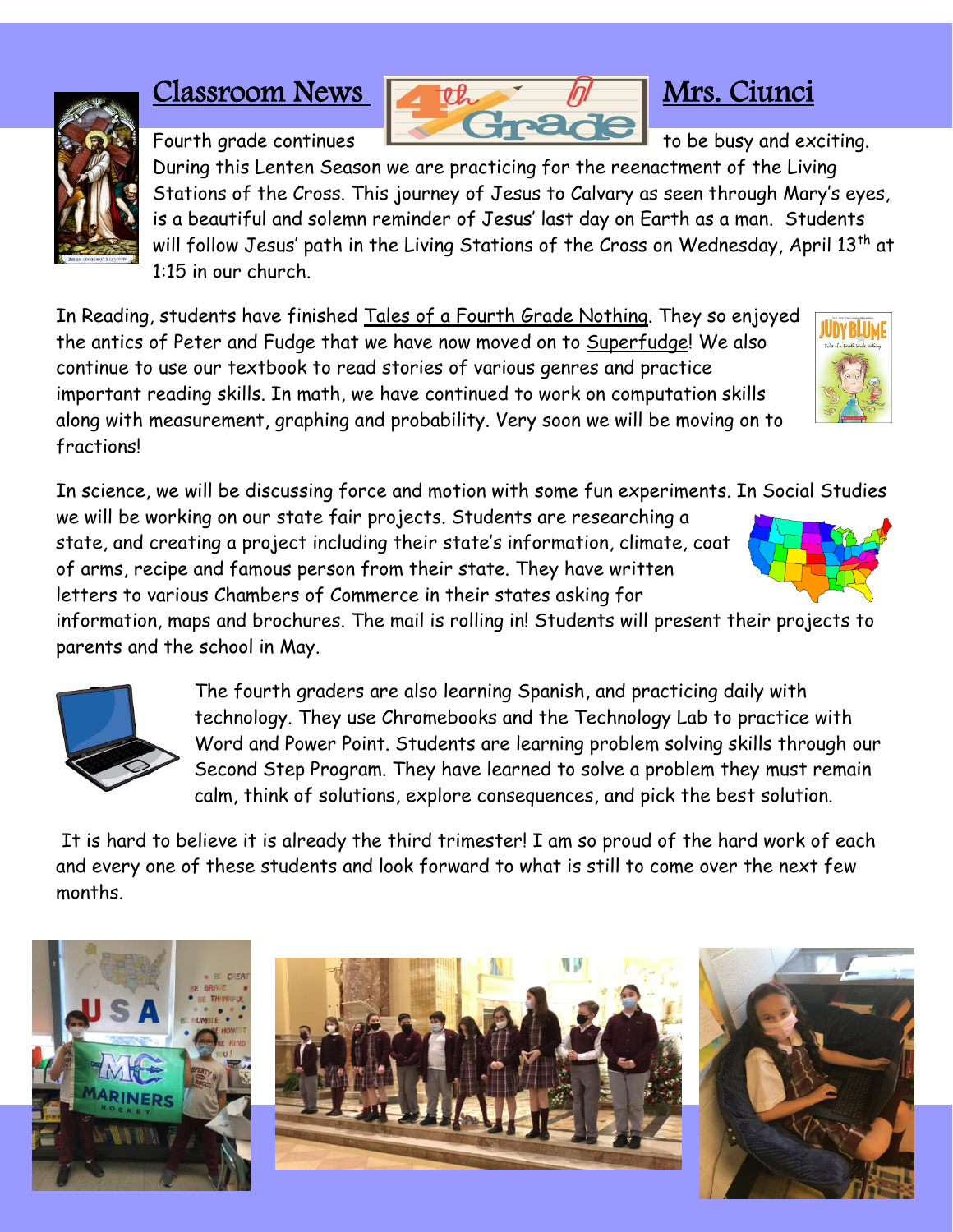## Classroom News — Mrs. Ciunci

Fourth grade continues to be busy and exciting. During this Lenten Season we are practicing for the reenactment of the Living Stations of the Cross. This journey of Jesus to Calvary as seen through Mary's eyes, is a beautiful and solemn reminder of Jesus' last day on Earth as a man. Students will follow Jesus' path in the Living Stations of the Cross on Wednesday, April 13th at 1:15 in our church.

In Reading, students have finished Tales of a Fourth Grade Nothing. They so enjoyed the antics of Peter and Fudge that we have now moved on to Superfudge! We also continue to use our textbook to read stories of various genres and practice important reading skills. In math, we have continued to work on computation skills along with measurement, graphing and probability. Very soon we will be moving on to fractions!

In science, we will be discussing force and motion with some fun experiments. In Social Studies we will be working on our state fair projects. Students are researching a state, and creating a project including their state's information, climate, coat of arms, recipe and famous person from their state. They have written letters to various Chambers of Commerce in their states asking for information, maps and brochures. The mail is rolling in! Students will present their projects to parents and the school in May.

The fourth graders are also learning Spanish, and practicing daily with technology. They use Chromebooks and the Technology Lab to practice with Word and Power Point. Students are learning problem solving skills through our Second Step Program. They have learned to solve a problem they must remain calm, think of solutions, explore consequences, and pick the best solution.

It is hard to believe it is already the third trimester! I am so proud of the hard work of each and every one of these students and look forward to what is still to come over the next few months.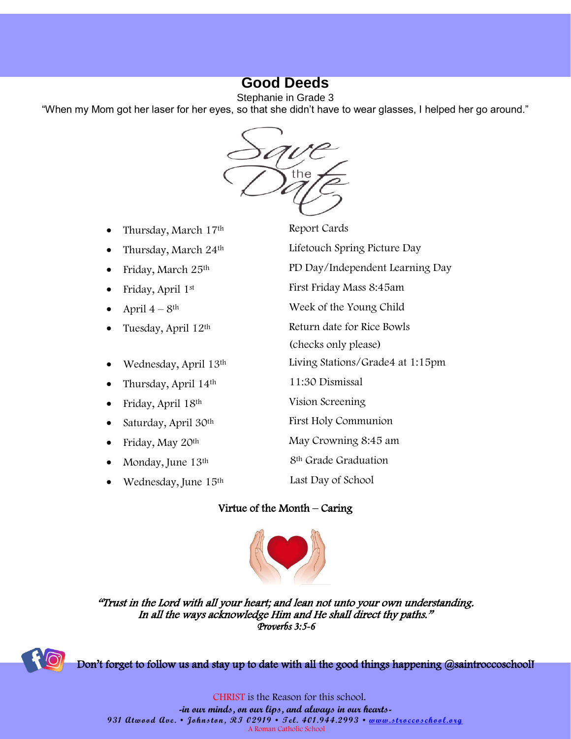## Good Deeds

Stephanie in Grade 3

"When my Mom got her laser for her eyes, so that she didn't have to wear glasses, I helped her go around."

Save the Date

- Thursday, March 17th — Report Cards
- Thursday, March 24th — Lifetouch Spring Picture Day
- Friday, March 25th — PD Day/Independent Learning Day
- Friday, April 1st — First Friday Mass 8:45am
- April 4 – 8th — Week of the Young Child
- Tuesday, April 12th — Return date for Rice Bowls (checks only please)
- Wednesday, April 13th — Living Stations/Grade4 at 1:15pm
- Thursday, April 14th — 11:30 Dismissal
- Friday, April 18th — Vision Screening
- Saturday, April 30th — First Holy Communion
- Friday, May 20th — May Crowning 8:45 am
- Monday, June 13th — 8th Grade Graduation
- Wednesday, June 15th — Last Day of School

**Virtue of the Month – Caring**

*"Trust in the Lord with all your heart; and lean not unto your own understanding.*
*In all the ways acknowledge Him and He shall direct thy paths."*
*Proverbs 3:5-6*

**Don't forget to follow us and stay up to date with all the good things happening @saintroccoschool!**

CHRIST is the Reason for this school.

*-in our minds, on our lips, and always in our hearts-*

*931 Atwood Ave. • Johnston, RI 02919 • Tel. 401.944.2993 • www.stroccoschool.org*

A Roman Catholic School